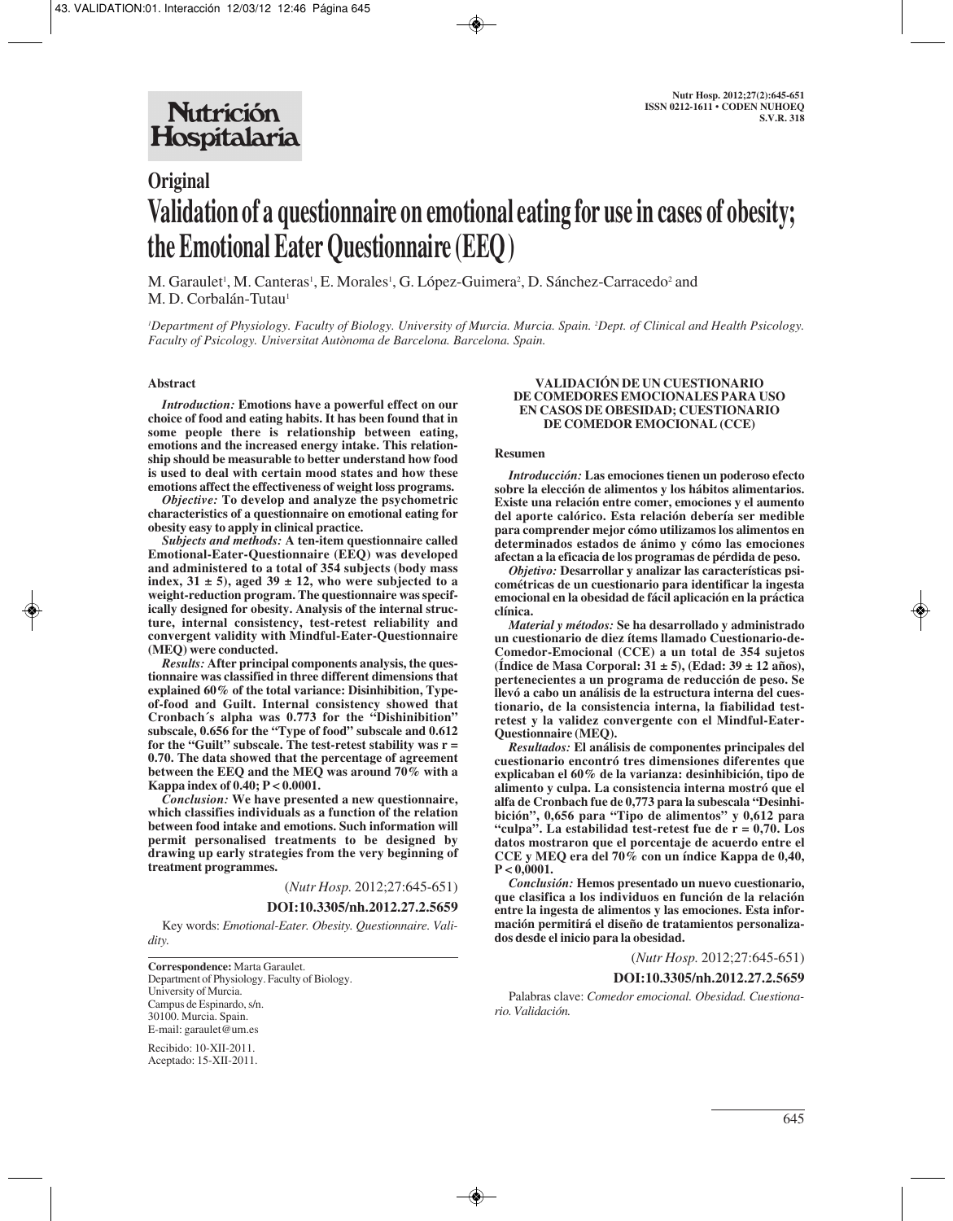**Original**

# Validation of a questionnaire on emotional eating for use in cases of obesity; the Emotional Eater Questionnaire (EEQ)

M. Garaulet[1], M. Canteras[1], E. Morales[1], G. López-Guimera[2], D. Sánchez-Carracedo[2] and M. D. Corbalán-Tutau[1]

*[1]Department of Physiology. Faculty of Biology. University of Murcia. Murcia. Spain. [2]Dept. of Clinical and Health Psicology. Faculty of Psicology. Universitat Autònoma de Barcelona. Barcelona. Spain.*

## Abstract

***Introduction:*** **Emotions have a powerful effect on our choice of food and eating habits. It has been found that in some people there is relationship between eating, emotions and the increased energy intake. This relationship should be measurable to better understand how food is used to deal with certain mood states and how these emotions affect the effectiveness of weight loss programs.**

***Objective:*** **To develop and analyze the psychometric characteristics of a questionnaire on emotional eating for obesity easy to apply in clinical practice.**

***Subjects and methods:*** **A ten-item questionnaire called Emotional-Eater-Questionnaire (EEQ) was developed and administered to a total of 354 subjects (body mass index, 31 ± 5), aged 39 ± 12, who were subjected to a weight-reduction program. The questionnaire was specifically designed for obesity. Analysis of the internal structure, internal consistency, test-retest reliability and convergent validity with Mindful-Eater-Questionnaire (MEQ) were conducted.**

***Results:*** **After principal components analysis, the questionnaire was classified in three different dimensions that explained 60% of the total variance: Disinhibition, Type-of-food and Guilt. Internal consistency showed that Cronbach´s alpha was 0.773 for the "Dishinibition" subscale, 0.656 for the "Type of food" subscale and 0.612 for the "Guilt" subscale. The test-retest stability was r = 0.70. The data showed that the percentage of agreement between the EEQ and the MEQ was around 70% with a Kappa index of 0.40; P < 0.0001.**

***Conclusion:*** **We have presented a new questionnaire, which classifies individuals as a function of the relation between food intake and emotions. Such information will permit personalised treatments to be designed by drawing up early strategies from the very beginning of treatment programmes.**

(*Nutr Hosp.* 2012;27:645-651)

**DOI:10.3305/nh.2012.27.2.5659**

Key words: *Emotional-Eater. Obesity. Questionnaire. Validity.*

**VALIDACIÓN DE UN CUESTIONARIO DE COMEDORES EMOCIONALES PARA USO EN CASOS DE OBESIDAD; CUESTIONARIO DE COMEDOR EMOCIONAL (CCE)**

## Resumen

***Introducción:*** **Las emociones tienen un poderoso efecto sobre la elección de alimentos y los hábitos alimentarios. Existe una relación entre comer, emociones y el aumento del aporte calórico. Esta relación debería ser medible para comprender mejor cómo utilizamos los alimentos en determinados estados de ánimo y cómo las emociones afectan a la eficacia de los programas de pérdida de peso.**

***Objetivo:*** **Desarrollar y analizar las características psicométricas de un cuestionario para identificar la ingesta emocional en la obesidad de fácil aplicación en la práctica clínica.**

***Material y métodos:*** **Se ha desarrollado y administrado un cuestionario de diez ítems llamado Cuestionario-de-Comedor-Emocional (CCE) a un total de 354 sujetos (Índice de Masa Corporal: 31 ± 5), (Edad: 39 ± 12 años), pertenecientes a un programa de reducción de peso. Se llevó a cabo un análisis de la estructura interna del cuestionario, de la consistencia interna, la fiabilidad test-retest y la validez convergente con el Mindful-Eater-Questionnaire (MEQ).**

***Resultados:*** **El análisis de componentes principales del cuestionario encontró tres dimensiones diferentes que explicaban el 60% de la varianza: desinhibición, tipo de alimento y culpa. La consistencia interna mostró que el alfa de Cronbach fue de 0,773 para la subescala "Desinhibición", 0,656 para "Tipo de alimentos" y 0,612 para "culpa". La estabilidad test-retest fue de r = 0,70. Los datos mostraron que el porcentaje de acuerdo entre el CCE y MEQ era del 70% con un índice Kappa de 0,40, P < 0,0001.**

***Conclusión:*** **Hemos presentado un nuevo cuestionario, que clasifica a los individuos en función de la relación entre la ingesta de alimentos y las emociones. Esta información permitirá el diseño de tratamientos personalizados desde el inicio para la obesidad.**

(*Nutr Hosp.* 2012;27:645-651)

**DOI:10.3305/nh.2012.27.2.5659**

Palabras clave: *Comedor emocional. Obesidad. Cuestionario. Validación.*

---

**Correspondence:** Marta Garaulet.
Department of Physiology. Faculty of Biology.
University of Murcia.
Campus de Espinardo, s/n.
30100. Murcia. Spain.
E-mail: garaulet@um.es

Recibido: 10-XII-2011.
Aceptado: 15-XII-2011.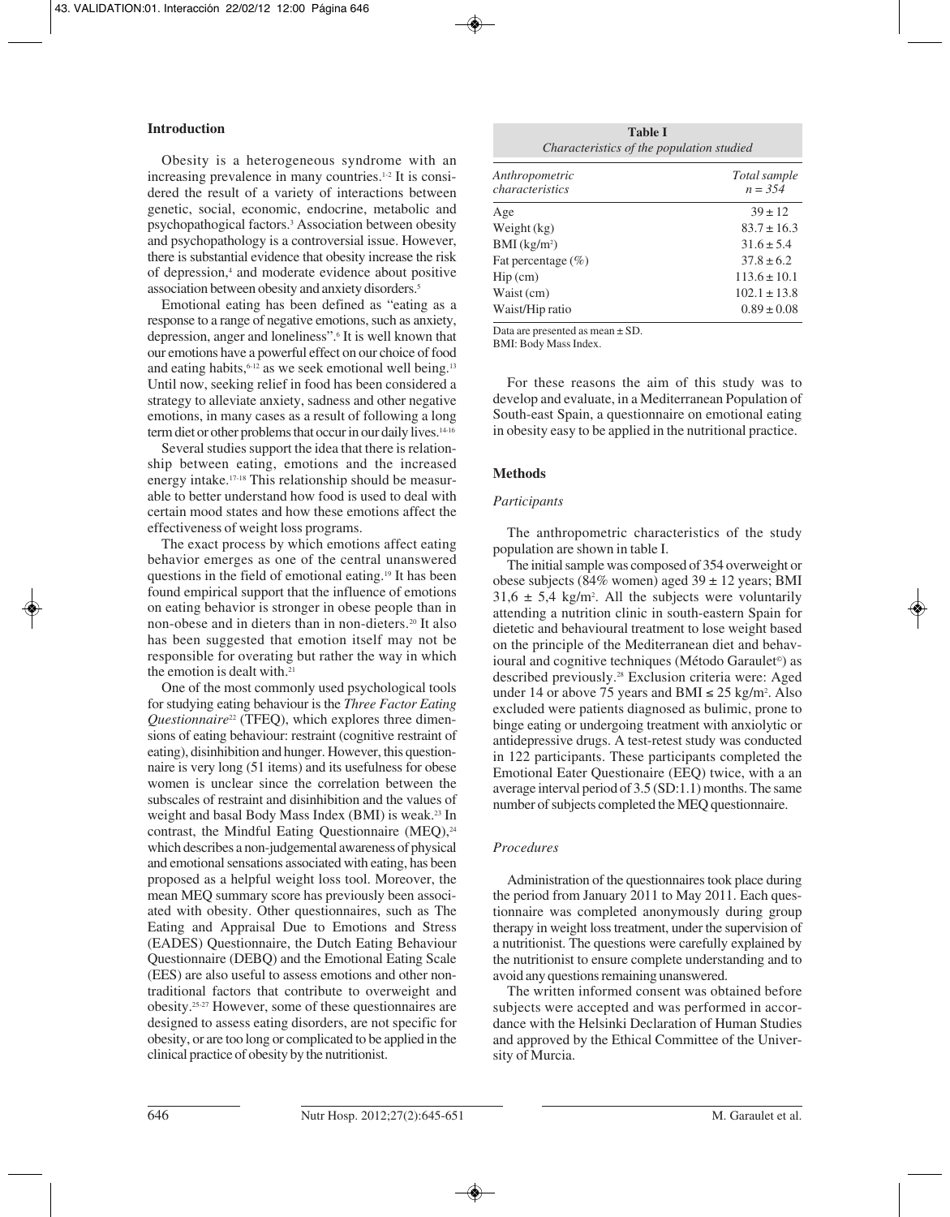## Introduction

Obesity is a heterogeneous syndrome with an increasing prevalence in many countries.[1-2] It is considered the result of a variety of interactions between genetic, social, economic, endocrine, metabolic and psychopathogical factors.[3] Association between obesity and psychopathology is a controversial issue. However, there is substantial evidence that obesity increase the risk of depression,[4] and moderate evidence about positive association between obesity and anxiety disorders.[5]

Emotional eating has been defined as "eating as a response to a range of negative emotions, such as anxiety, depression, anger and loneliness".[6] It is well known that our emotions have a powerful effect on our choice of food and eating habits,[6-12] as we seek emotional well being.[13] Until now, seeking relief in food has been considered a strategy to alleviate anxiety, sadness and other negative emotions, in many cases as a result of following a long term diet or other problems that occur in our daily lives.[14-16]

Several studies support the idea that there is relationship between eating, emotions and the increased energy intake.[17-18] This relationship should be measurable to better understand how food is used to deal with certain mood states and how these emotions affect the effectiveness of weight loss programs.

The exact process by which emotions affect eating behavior emerges as one of the central unanswered questions in the field of emotional eating.[19] It has been found empirical support that the influence of emotions on eating behavior is stronger in obese people than in non-obese and in dieters than in non-dieters.[20] It also has been suggested that emotion itself may not be responsible for overating but rather the way in which the emotion is dealt with.[21]

One of the most commonly used psychological tools for studying eating behaviour is the *Three Factor Eating Questionnaire*[22] (TFEQ), which explores three dimensions of eating behaviour: restraint (cognitive restraint of eating), disinhibition and hunger. However, this questionnaire is very long (51 items) and its usefulness for obese women is unclear since the correlation between the subscales of restraint and disinhibition and the values of weight and basal Body Mass Index (BMI) is weak.[23] In contrast, the Mindful Eating Questionnaire (MEQ),[24] which describes a non-judgemental awareness of physical and emotional sensations associated with eating, has been proposed as a helpful weight loss tool. Moreover, the mean MEQ summary score has previously been associated with obesity. Other questionnaires, such as The Eating and Appraisal Due to Emotions and Stress (EADES) Questionnaire, the Dutch Eating Behaviour Questionnaire (DEBQ) and the Emotional Eating Scale (EES) are also useful to assess emotions and other non-traditional factors that contribute to overweight and obesity.[25-27] However, some of these questionnaires are designed to assess eating disorders, are not specific for obesity, or are too long or complicated to be applied in the clinical practice of obesity by the nutritionist.

**Table I**
*Characteristics of the population studied*

| *Anthropometric characteristics* | *Total sample n = 354* |
|---|---|
| Age | 39 ± 12 |
| Weight (kg) | 83.7 ± 16.3 |
| BMI (kg/m²) | 31.6 ± 5.4 |
| Fat percentage (%) | 37.8 ± 6.2 |
| Hip (cm) | 113.6 ± 10.1 |
| Waist (cm) | 102.1 ± 13.8 |
| Waist/Hip ratio | 0.89 ± 0.08 |

Data are presented as mean ± SD.
BMI: Body Mass Index.

For these reasons the aim of this study was to develop and evaluate, in a Mediterranean Population of South-east Spain, a questionnaire on emotional eating in obesity easy to be applied in the nutritional practice.

## Methods

### *Participants*

The anthropometric characteristics of the study population are shown in table I.

The initial sample was composed of 354 overweight or obese subjects (84% women) aged 39 ± 12 years; BMI 31,6 ± 5,4 kg/m². All the subjects were voluntarily attending a nutrition clinic in south-eastern Spain for dietetic and behavioural treatment to lose weight based on the principle of the Mediterranean diet and behavioural and cognitive techniques (Método Garaulet©) as described previously.[28] Exclusion criteria were: Aged under 14 or above 75 years and BMI ≤ 25 kg/m². Also excluded were patients diagnosed as bulimic, prone to binge eating or undergoing treatment with anxiolytic or antidepressive drugs. A test-retest study was conducted in 122 participants. These participants completed the Emotional Eater Questionaire (EEQ) twice, with a an average interval period of 3.5 (SD:1.1) months. The same number of subjects completed the MEQ questionnaire.

### *Procedures*

Administration of the questionnaires took place during the period from January 2011 to May 2011. Each questionnaire was completed anonymously during group therapy in weight loss treatment, under the supervision of a nutritionist. The questions were carefully explained by the nutritionist to ensure complete understanding and to avoid any questions remaining unanswered.

The written informed consent was obtained before subjects were accepted and was performed in accordance with the Helsinki Declaration of Human Studies and approved by the Ethical Committee of the University of Murcia.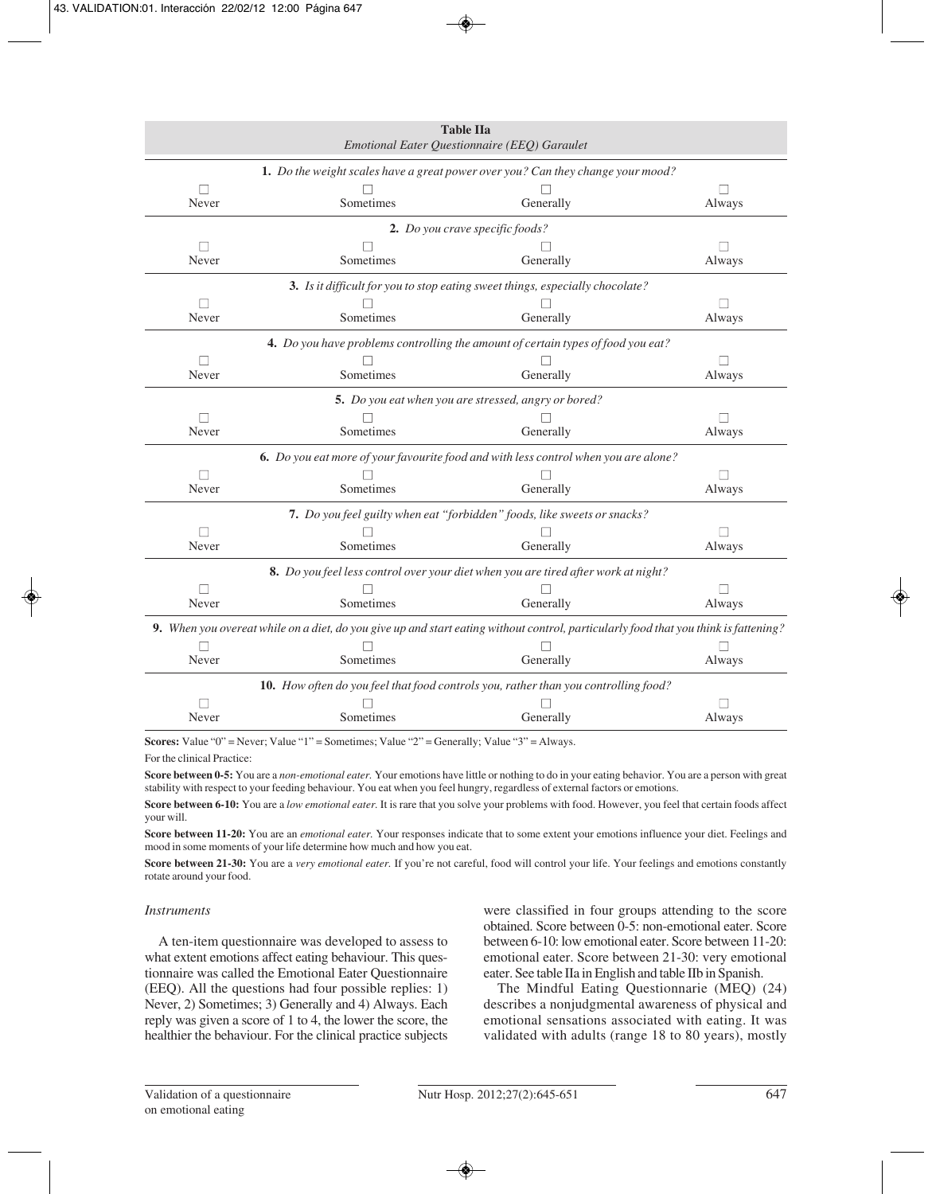**Table IIa**
*Emotional Eater Questionnaire (EEQ) Garaulet*

| Question | Never | Sometimes | Generally | Always |
|---|---|---|---|---|
| **1.** *Do the weight scales have a great power over you? Can they change your mood?* | ☐ | ☐ | ☐ | ☐ |
| **2.** *Do you crave specific foods?* | ☐ | ☐ | ☐ | ☐ |
| **3.** *Is it difficult for you to stop eating sweet things, especially chocolate?* | ☐ | ☐ | ☐ | ☐ |
| **4.** *Do you have problems controlling the amount of certain types of food you eat?* | ☐ | ☐ | ☐ | ☐ |
| **5.** *Do you eat when you are stressed, angry or bored?* | ☐ | ☐ | ☐ | ☐ |
| **6.** *Do you eat more of your favourite food and with less control when you are alone?* | ☐ | ☐ | ☐ | ☐ |
| **7.** *Do you feel guilty when eat "forbidden" foods, like sweets or snacks?* | ☐ | ☐ | ☐ | ☐ |
| **8.** *Do you feel less control over your diet when you are tired after work at night?* | ☐ | ☐ | ☐ | ☐ |
| **9.** *When you overeat while on a diet, do you give up and start eating without control, particularly food that you think is fattening?* | ☐ | ☐ | ☐ | ☐ |
| **10.** *How often do you feel that food controls you, rather than you controlling food?* | ☐ | ☐ | ☐ | ☐ |

**Scores:** Value "0" = Never; Value "1" = Sometimes; Value "2" = Generally; Value "3" = Always.

For the clinical Practice:

**Score between 0-5:** You are a *non-emotional eater.* Your emotions have little or nothing to do in your eating behavior. You are a person with great stability with respect to your feeding behaviour. You eat when you feel hungry, regardless of external factors or emotions.

**Score between 6-10:** You are a *low emotional eater.* It is rare that you solve your problems with food. However, you feel that certain foods affect your will.

**Score between 11-20:** You are an *emotional eater.* Your responses indicate that to some extent your emotions influence your diet. Feelings and mood in some moments of your life determine how much and how you eat.

**Score between 21-30:** You are a *very emotional eater.* If you're not careful, food will control your life. Your feelings and emotions constantly rotate around your food.

### *Instruments*

A ten-item questionnaire was developed to assess to what extent emotions affect eating behaviour. This questionnaire was called the Emotional Eater Questionnaire (EEQ). All the questions had four possible replies: 1) Never, 2) Sometimes; 3) Generally and 4) Always. Each reply was given a score of 1 to 4, the lower the score, the healthier the behaviour. For the clinical practice subjects were classified in four groups attending to the score obtained. Score between 0-5: non-emotional eater. Score between 6-10: low emotional eater. Score between 11-20: emotional eater. Score between 21-30: very emotional eater. See table IIa in English and table IIb in Spanish.

The Mindful Eating Questionnarie (MEQ) (24) describes a nonjudgmental awareness of physical and emotional sensations associated with eating. It was validated with adults (range 18 to 80 years), mostly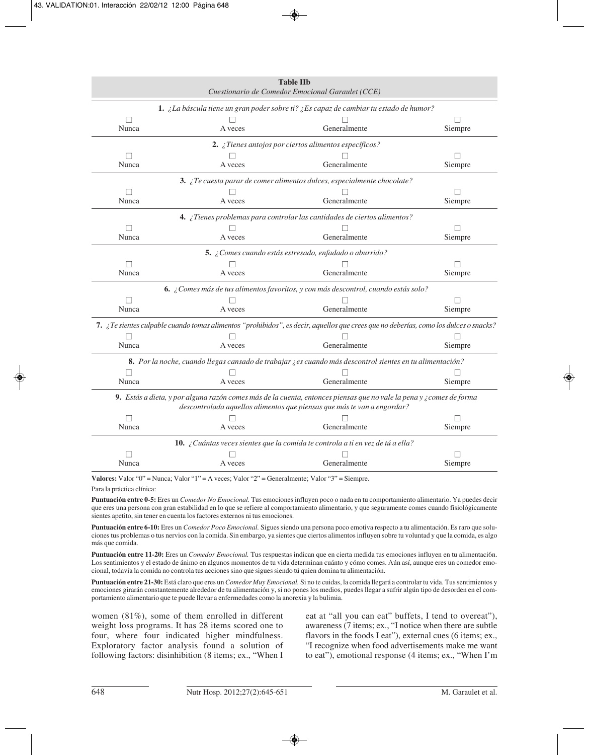**Table IIb**
*Cuestionario de Comedor Emocional Garaulet (CCE)*

| | | | |
|---|---|---|---|
| **1.** *¿La báscula tiene un gran poder sobre ti? ¿Es capaz de cambiar tu estado de humor?* | | | |
| □ Nunca | □ A veces | □ Generalmente | □ Siempre |
| **2.** *¿Tienes antojos por ciertos alimentos específicos?* | | | |
| □ Nunca | □ A veces | □ Generalmente | □ Siempre |
| **3.** *¿Te cuesta parar de comer alimentos dulces, especialmente chocolate?* | | | |
| □ Nunca | □ A veces | □ Generalmente | □ Siempre |
| **4.** *¿Tienes problemas para controlar las cantidades de ciertos alimentos?* | | | |
| □ Nunca | □ A veces | □ Generalmente | □ Siempre |
| **5.** *¿Comes cuando estás estresado, enfadado o aburrido?* | | | |
| □ Nunca | □ A veces | □ Generalmente | □ Siempre |
| **6.** *¿Comes más de tus alimentos favoritos, y con más descontrol, cuando estás solo?* | | | |
| □ Nunca | □ A veces | □ Generalmente | □ Siempre |
| **7.** *¿Te sientes culpable cuando tomas alimentos "prohibidos", es decir, aquellos que crees que no deberías, como los dulces o snacks?* | | | |
| □ Nunca | □ A veces | □ Generalmente | □ Siempre |
| **8.** *Por la noche, cuando llegas cansado de trabajar ¿es cuando más descontrol sientes en tu alimentación?* | | | |
| □ Nunca | □ A veces | □ Generalmente | □ Siempre |
| **9.** *Estás a dieta, y por alguna razón comes más de la cuenta, entonces piensas que no vale la pena y ¿comes de forma descontrolada aquellos alimentos que piensas que más te van a engordar?* | | | |
| □ Nunca | □ A veces | □ Generalmente | □ Siempre |
| **10.** *¿Cuántas veces sientes que la comida te controla a ti en vez de tú a ella?* | | | |
| □ Nunca | □ A veces | □ Generalmente | □ Siempre |

**Valores:** Valor "0" = Nunca; Valor "1" = A veces; Valor "2" = Generalmente; Valor "3" = Siempre.

Para la práctica clínica:

**Puntuación entre 0-5:** Eres un *Comedor No Emocional.* Tus emociones influyen poco o nada en tu comportamiento alimentario. Ya puedes decir que eres una persona con gran estabilidad en lo que se refiere al comportamiento alimentario, y que seguramente comes cuando fisiológicamente sientes apetito, sin tener en cuenta los factores externos ni tus emociones.

**Puntuación entre 6-10:** Eres un *Comedor Poco Emocional.* Sigues siendo una persona poco emotiva respecto a tu alimentación. Es raro que soluciones tus problemas o tus nervios con la comida. Sin embargo, ya sientes que ciertos alimentos influyen sobre tu voluntad y que la comida, es algo más que comida.

**Puntuación entre 11-20:** Eres un *Comedor Emocional.* Tus respuestas indican que en cierta medida tus emociones influyen en tu alimentación. Los sentimientos y el estado de ánimo en algunos momentos de tu vida determinan cuánto y cómo comes. Aún así, aunque eres un comedor emocional, todavía la comida no controla tus acciones sino que sigues siendo tú quien domina tu alimentación.

**Puntuación entre 21-30:** Está claro que eres un *Comedor Muy Emocional.* Si no te cuidas, la comida llegará a controlar tu vida. Tus sentimientos y emociones girarán constantemente alrededor de tu alimentación y, si no pones los medios, puedes llegar a sufrir algún tipo de desorden en el comportamiento alimentario que te puede llevar a enfermedades como la anorexia y la bulimia.

women (81%), some of them enrolled in different weight loss programs. It has 28 items scored one to four, where four indicated higher mindfulness. Exploratory factor analysis found a solution of following factors: disinhibition (8 items; ex., "When I eat at "all you can eat" buffets, I tend to overeat"), awareness (7 items; ex., "I notice when there are subtle flavors in the foods I eat"), external cues (6 items; ex., "I recognize when food advertisements make me want to eat"), emotional response (4 items; ex., "When I'm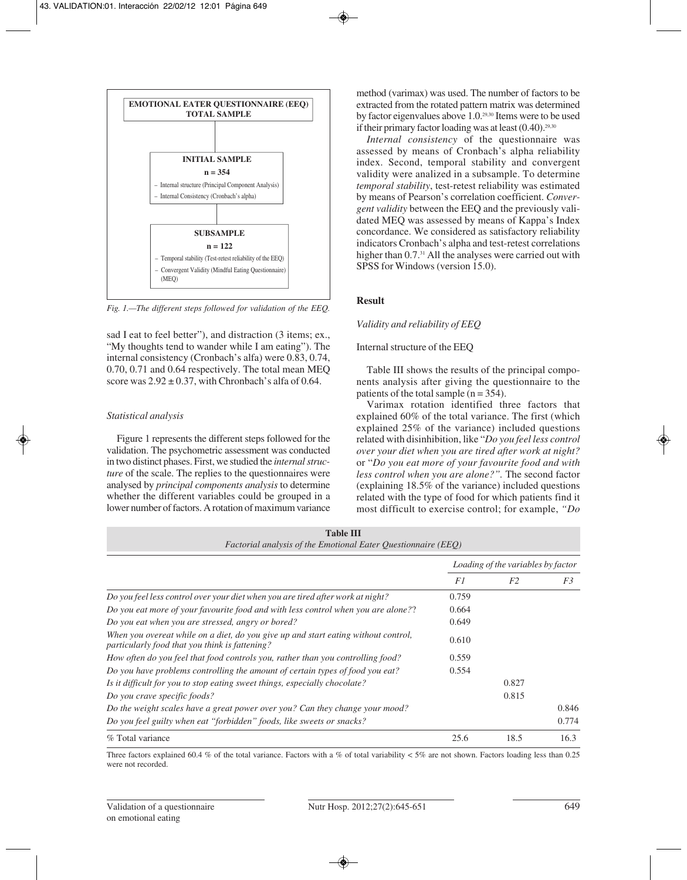EMOTIONAL EATER QUESTIONNAIRE (EEQ) TOTAL SAMPLE

INITIAL SAMPLE
n = 354
- Internal structure (Principal Component Analysis)
- Internal Consistency (Cronbach's alpha)

SUBSAMPLE
n = 122
- Temporal stability (Test-retest reliability of the EEQ)
- Convergent Validity (Mindful Eating Questionnaire) (MEQ)

*Fig. 1.—The different steps followed for validation of the EEQ.*

sad I eat to feel better"), and distraction (3 items; ex., "My thoughts tend to wander while I am eating"). The internal consistency (Cronbach's alfa) were 0.83, 0.74, 0.70, 0.71 and 0.64 respectively. The total mean MEQ score was 2.92 ± 0.37, with Chronbach's alfa of 0.64.

### *Statistical analysis*

Figure 1 represents the different steps followed for the validation. The psychometric assessment was conducted in two distinct phases. First, we studied the *internal structure* of the scale. The replies to the questionnaires were analysed by *principal components analysis* to determine whether the different variables could be grouped in a lower number of factors. A rotation of maximum variance method (varimax) was used. The number of factors to be extracted from the rotated pattern matrix was determined by factor eigenvalues above 1.0.[29,30] Items were to be used if their primary factor loading was at least (0.40).[29,30]

*Internal consistency* of the questionnaire was assessed by means of Cronbach's alpha reliability index. Second, temporal stability and convergent validity were analized in a subsample. To determine *temporal stability*, test-retest reliability was estimated by means of Pearson's correlation coefficient. *Convergent validity* between the EEQ and the previously validated MEQ was assessed by means of Kappa's Index concordance. We considered as satisfactory reliability indicators Cronbach's alpha and test-retest correlations higher than 0.7.[31] All the analyses were carried out with SPSS for Windows (version 15.0).

## Result

### *Validity and reliability of EEQ*

Internal structure of the EEQ

Table III shows the results of the principal components analysis after giving the questionnaire to the patients of the total sample (n = 354).

Varimax rotation identified three factors that explained 60% of the total variance. The first (which explained 25% of the variance) included questions related with disinhibition, like "*Do you feel less control over your diet when you are tired after work at night?* or "*Do you eat more of your favourite food and with less control when you are alone?".* The second factor (explaining 18.5% of the variance) included questions related with the type of food for which patients find it most difficult to exercise control; for example, *"Do*

**Table III**
*Factorial analysis of the Emotional Eater Questionnaire (EEQ)*

| | *Loading of the variables by factor* | | |
|---|---|---|---|
| | *F1* | *F2* | *F3* |
| *Do you feel less control over your diet when you are tired after work at night?* | 0.759 | | |
| *Do you eat more of your favourite food and with less control when you are alone?*? | 0.664 | | |
| *Do you eat when you are stressed, angry or bored?* | 0.649 | | |
| *When you overeat while on a diet, do you give up and start eating without control, particularly food that you think is fattening?* | 0.610 | | |
| *How often do you feel that food controls you, rather than you controlling food?* | 0.559 | | |
| *Do you have problems controlling the amount of certain types of food you eat?* | 0.554 | | |
| *Is it difficult for you to stop eating sweet things, especially chocolate?* | | 0.827 | |
| *Do you crave specific foods?* | | 0.815 | |
| *Do the weight scales have a great power over you? Can they change your mood?* | | | 0.846 |
| *Do you feel guilty when eat "forbidden" foods, like sweets or snacks?* | | | 0.774 |
| % Total variance | 25.6 | 18.5 | 16.3 |

Three factors explained 60.4 % of the total variance. Factors with a % of total variability < 5% are not shown. Factors loading less than 0.25 were not recorded.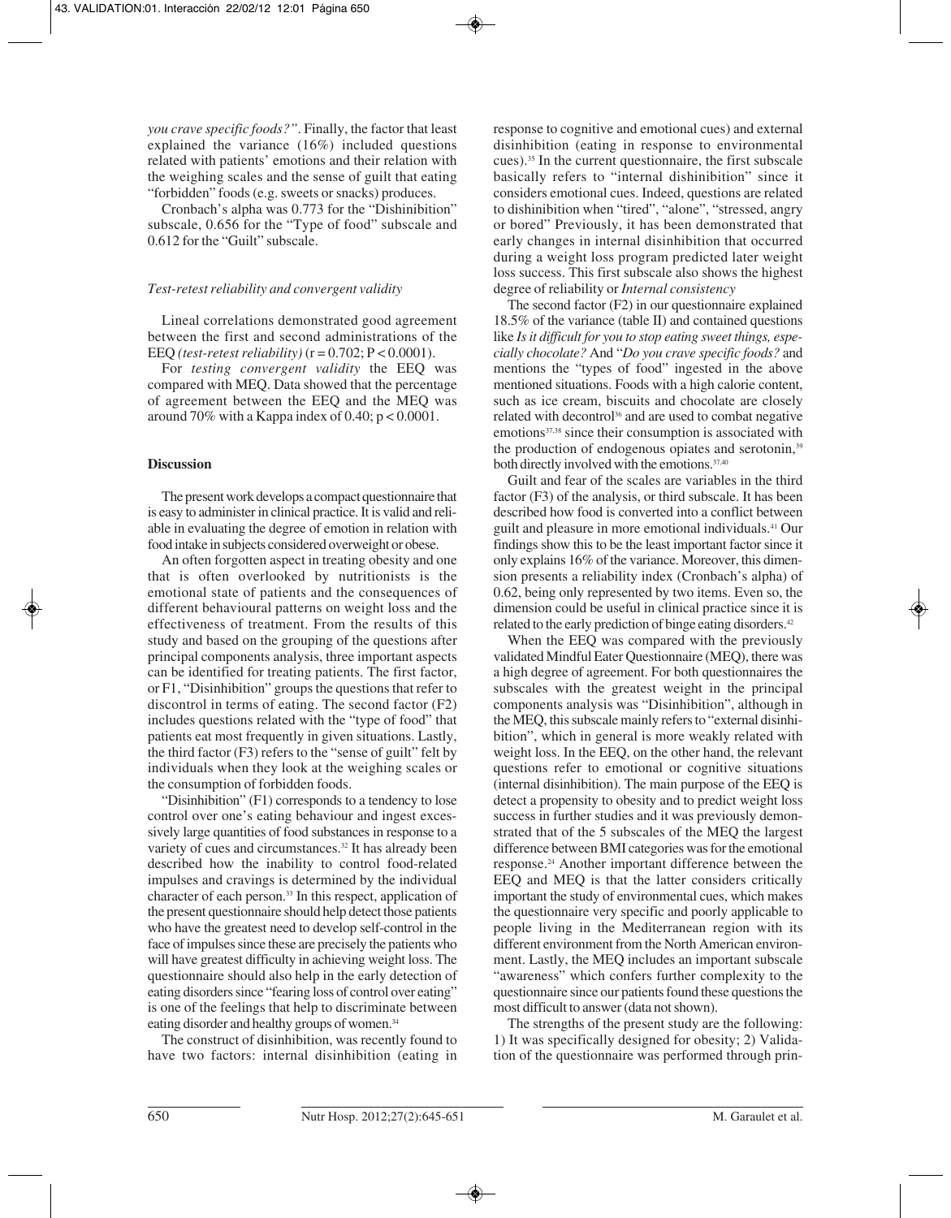*you crave specific foods?"*. Finally, the factor that least explained the variance (16%) included questions related with patients' emotions and their relation with the weighing scales and the sense of guilt that eating "forbidden" foods (e.g. sweets or snacks) produces.

Cronbach's alpha was 0.773 for the "Dishinibition" subscale, 0.656 for the "Type of food" subscale and 0.612 for the "Guilt" subscale.

### *Test-retest reliability and convergent validity*

Lineal correlations demonstrated good agreement between the first and second administrations of the EEQ *(test-retest reliability)* ($r = 0.702$; $P < 0.0001$).

For *testing convergent validity* the EEQ was compared with MEQ. Data showed that the percentage of agreement between the EEQ and the MEQ was around 70% with a Kappa index of 0.40; $p < 0.0001$.

## Discussion

The present work develops a compact questionnaire that is easy to administer in clinical practice. It is valid and reliable in evaluating the degree of emotion in relation with food intake in subjects considered overweight or obese.

An often forgotten aspect in treating obesity and one that is often overlooked by nutritionists is the emotional state of patients and the consequences of different behavioural patterns on weight loss and the effectiveness of treatment. From the results of this study and based on the grouping of the questions after principal components analysis, three important aspects can be identified for treating patients. The first factor, or F1, "Disinhibition" groups the questions that refer to discontrol in terms of eating. The second factor (F2) includes questions related with the "type of food" that patients eat most frequently in given situations. Lastly, the third factor (F3) refers to the "sense of guilt" felt by individuals when they look at the weighing scales or the consumption of forbidden foods.

"Disinhibition" (F1) corresponds to a tendency to lose control over one's eating behaviour and ingest excessively large quantities of food substances in response to a variety of cues and circumstances.[32] It has already been described how the inability to control food-related impulses and cravings is determined by the individual character of each person.[33] In this respect, application of the present questionnaire should help detect those patients who have the greatest need to develop self-control in the face of impulses since these are precisely the patients who will have greatest difficulty in achieving weight loss. The questionnaire should also help in the early detection of eating disorders since "fearing loss of control over eating" is one of the feelings that help to discriminate between eating disorder and healthy groups of women.[34]

The construct of disinhibition, was recently found to have two factors: internal disinhibition (eating in response to cognitive and emotional cues) and external disinhibition (eating in response to environmental cues).[35] In the current questionnaire, the first subscale basically refers to "internal dishinibition" since it considers emotional cues. Indeed, questions are related to dishinibition when "tired", "alone", "stressed, angry or bored" Previously, it has been demonstrated that early changes in internal disinhibition that occurred during a weight loss program predicted later weight loss success. This first subscale also shows the highest degree of reliability or *Internal consistency*

The second factor (F2) in our questionnaire explained 18.5% of the variance (table II) and contained questions like *Is it difficult for you to stop eating sweet things, especially chocolate?* And "*Do you crave specific foods?* and mentions the "types of food" ingested in the above mentioned situations. Foods with a high calorie content, such as ice cream, biscuits and chocolate are closely related with decontrol[36] and are used to combat negative emotions[37,38] since their consumption is associated with the production of endogenous opiates and serotonin,[39] both directly involved with the emotions.[37,40]

Guilt and fear of the scales are variables in the third factor (F3) of the analysis, or third subscale. It has been described how food is converted into a conflict between guilt and pleasure in more emotional individuals.[41] Our findings show this to be the least important factor since it only explains 16% of the variance. Moreover, this dimension presents a reliability index (Cronbach's alpha) of 0.62, being only represented by two items. Even so, the dimension could be useful in clinical practice since it is related to the early prediction of binge eating disorders.[42]

When the EEQ was compared with the previously validated Mindful Eater Questionnaire (MEQ), there was a high degree of agreement. For both questionnaires the subscales with the greatest weight in the principal components analysis was "Disinhibition", although in the MEQ, this subscale mainly refers to "external disinhibition", which in general is more weakly related with weight loss. In the EEQ, on the other hand, the relevant questions refer to emotional or cognitive situations (internal disinhibition). The main purpose of the EEQ is detect a propensity to obesity and to predict weight loss success in further studies and it was previously demonstrated that of the 5 subscales of the MEQ the largest difference between BMI categories was for the emotional response.[24] Another important difference between the EEQ and MEQ is that the latter considers critically important the study of environmental cues, which makes the questionnaire very specific and poorly applicable to people living in the Mediterranean region with its different environment from the North American environment. Lastly, the MEQ includes an important subscale "awareness" which confers further complexity to the questionnaire since our patients found these questions the most difficult to answer (data not shown).

The strengths of the present study are the following: 1) It was specifically designed for obesity; 2) Validation of the questionnaire was performed through prin-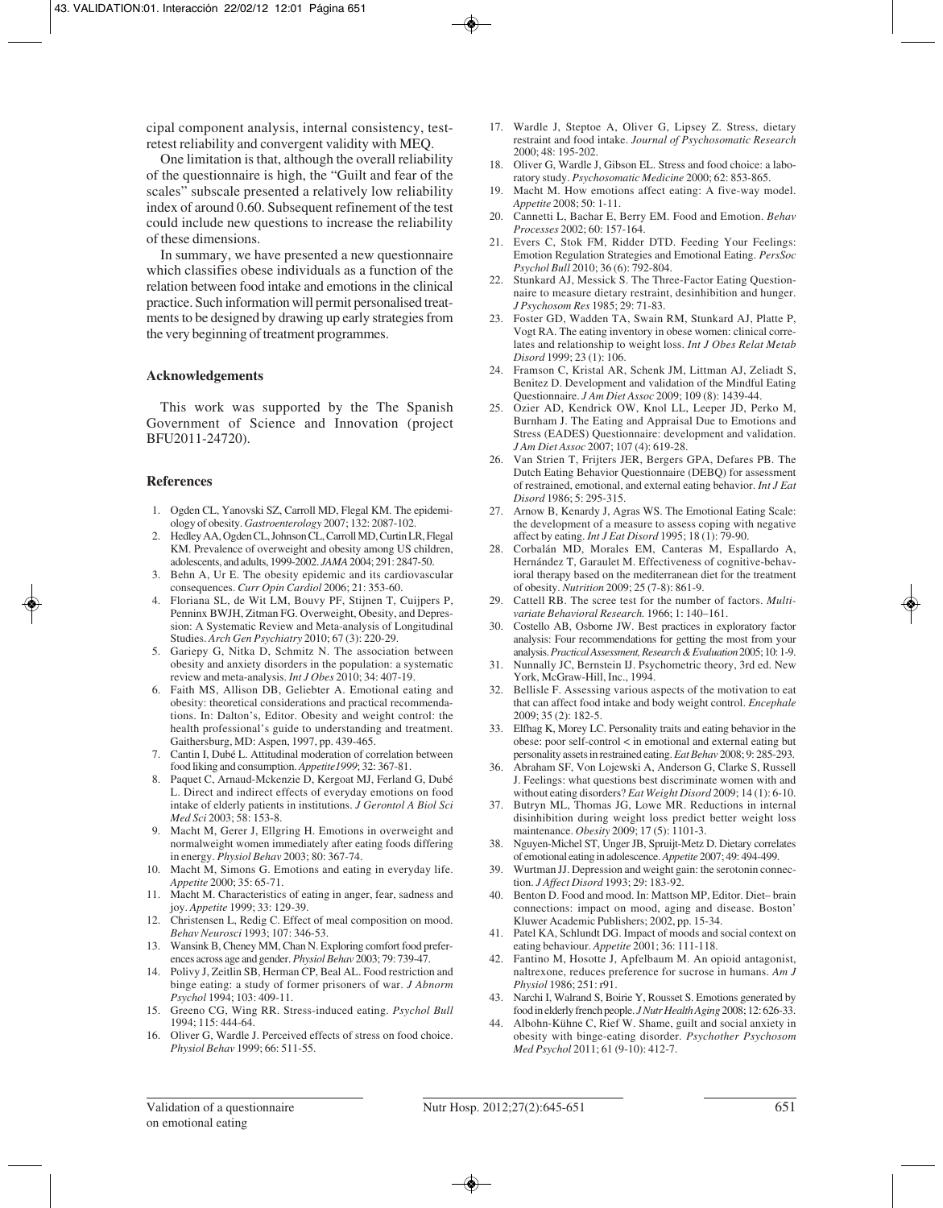cipal component analysis, internal consistency, test-retest reliability and convergent validity with MEQ.

One limitation is that, although the overall reliability of the questionnaire is high, the "Guilt and fear of the scales" subscale presented a relatively low reliability index of around 0.60. Subsequent refinement of the test could include new questions to increase the reliability of these dimensions.

In summary, we have presented a new questionnaire which classifies obese individuals as a function of the relation between food intake and emotions in the clinical practice. Such information will permit personalised treatments to be designed by drawing up early strategies from the very beginning of treatment programmes.

## Acknowledgements

This work was supported by the The Spanish Government of Science and Innovation (project BFU2011-24720).

## References

1. Ogden CL, Yanovski SZ, Carroll MD, Flegal KM. The epidemiology of obesity. *Gastroenterology* 2007; 132: 2087-102.
2. Hedley AA, Ogden CL, Johnson CL, Carroll MD, Curtin LR, Flegal KM. Prevalence of overweight and obesity among US children, adolescents, and adults, 1999-2002. *JAMA* 2004; 291: 2847-50.
3. Behn A, Ur E. The obesity epidemic and its cardiovascular consequences. *Curr Opin Cardiol* 2006; 21: 353-60.
4. Floriana SL, de Wit LM, Bouvy PF, Stijnen T, Cuijpers P, Penninx BWJH, Zitman FG. Overweight, Obesity, and Depression: A Systematic Review and Meta-analysis of Longitudinal Studies. *Arch Gen Psychiatry* 2010; 67 (3): 220-29.
5. Gariepy G, Nitka D, Schmitz N. The association between obesity and anxiety disorders in the population: a systematic review and meta-analysis. *Int J Obes* 2010; 34: 407-19.
6. Faith MS, Allison DB, Geliebter A. Emotional eating and obesity: theoretical considerations and practical recommendations. In: Dalton's, Editor. Obesity and weight control: the health professional's guide to understanding and treatment. Gaithersburg, MD: Aspen, 1997, pp. 439-465.
7. Cantin I, Dubé L. Attitudinal moderation of correlation between food liking and consumption. *Appetite1999*; 32: 367-81.
8. Paquet C, Arnaud-Mckenzie D, Kergoat MJ, Ferland G, Dubé L. Direct and indirect effects of everyday emotions on food intake of elderly patients in institutions. *J Gerontol A Biol Sci Med Sci* 2003; 58: 153-8.
9. Macht M, Gerer J, Ellgring H. Emotions in overweight and normalweight women immediately after eating foods differing in energy. *Physiol Behav* 2003; 80: 367-74.
10. Macht M, Simons G. Emotions and eating in everyday life. *Appetite* 2000; 35: 65-71.
11. Macht M. Characteristics of eating in anger, fear, sadness and joy. *Appetite* 1999; 33: 129-39.
12. Christensen L, Redig C. Effect of meal composition on mood. *Behav Neurosci* 1993; 107: 346-53.
13. Wansink B, Cheney MM, Chan N. Exploring comfort food preferences across age and gender. *Physiol Behav* 2003; 79: 739-47.
14. Polivy J, Zeitlin SB, Herman CP, Beal AL. Food restriction and binge eating: a study of former prisoners of war. *J Abnorm Psychol* 1994; 103: 409-11.
15. Greeno CG, Wing RR. Stress-induced eating. *Psychol Bull* 1994; 115: 444-64.
16. Oliver G, Wardle J. Perceived effects of stress on food choice. *Physiol Behav* 1999; 66: 511-55.
17. Wardle J, Steptoe A, Oliver G, Lipsey Z. Stress, dietary restraint and food intake. *Journal of Psychosomatic Research* 2000; 48: 195-202.
18. Oliver G, Wardle J, Gibson EL. Stress and food choice: a laboratory study. *Psychosomatic Medicine* 2000; 62: 853-865.
19. Macht M. How emotions affect eating: A five-way model. *Appetite* 2008; 50: 1-11.
20. Cannetti L, Bachar E, Berry EM. Food and Emotion. *Behav Processes* 2002; 60: 157-164.
21. Evers C, Stok FM, Ridder DTD. Feeding Your Feelings: Emotion Regulation Strategies and Emotional Eating. *PersSoc Psychol Bull* 2010; 36 (6): 792-804.
22. Stunkard AJ, Messick S. The Three-Factor Eating Questionnaire to measure dietary restraint, desinhibition and hunger. *J Psychosom Res* 1985; 29: 71-83.
23. Foster GD, Wadden TA, Swain RM, Stunkard AJ, Platte P, Vogt RA. The eating inventory in obese women: clinical correlates and relationship to weight loss. *Int J Obes Relat Metab Disord* 1999; 23 (1): 106.
24. Framson C, Kristal AR, Schenk JM, Littman AJ, Zeliadt S, Benitez D. Development and validation of the Mindful Eating Questionnaire. *J Am Diet Assoc* 2009; 109 (8): 1439-44.
25. Ozier AD, Kendrick OW, Knol LL, Leeper JD, Perko M, Burnham J. The Eating and Appraisal Due to Emotions and Stress (EADES) Questionnaire: development and validation. *J Am Diet Assoc* 2007; 107 (4): 619-28.
26. Van Strien T, Frijters JER, Bergers GPA, Defares PB. The Dutch Eating Behavior Questionnaire (DEBQ) for assessment of restrained, emotional, and external eating behavior. *Int J Eat Disord* 1986; 5: 295-315.
27. Arnow B, Kenardy J, Agras WS. The Emotional Eating Scale: the development of a measure to assess coping with negative affect by eating. *Int J Eat Disord* 1995; 18 (1): 79-90.
28. Corbalán MD, Morales EM, Canteras M, Espallardo A, Hernández T, Garaulet M. Effectiveness of cognitive-behavioral therapy based on the mediterranean diet for the treatment of obesity. *Nutrition* 2009; 25 (7-8): 861-9.
29. Cattell RB. The scree test for the number of factors. *Multivariate Behavioral Research.* 1966; 1: 140–161.
30. Costello AB, Osborne JW. Best practices in exploratory factor analysis: Four recommendations for getting the most from your analysis. *Practical Assessment, Research & Evaluation* 2005; 10: 1-9.
31. Nunnally JC, Bernstein IJ. Psychometric theory, 3rd ed. New York, McGraw-Hill, Inc., 1994.
32. Bellisle F. Assessing various aspects of the motivation to eat that can affect food intake and body weight control. *Encephale* 2009; 35 (2): 182-5.
33. Elfhag K, Morey LC. Personality traits and eating behavior in the obese: poor self-control < in emotional and external eating but personality assets in restrained eating. *Eat Behav* 2008; 9: 285-293.
36. Abraham SF, Von Lojewski A, Anderson G, Clarke S, Russell J. Feelings: what questions best discriminate women with and without eating disorders? *Eat Weight Disord* 2009; 14 (1): 6-10.
37. Butryn ML, Thomas JG, Lowe MR. Reductions in internal disinhibition during weight loss predict better weight loss maintenance. *Obesity* 2009; 17 (5): 1101-3.
38. Nguyen-Michel ST, Unger JB, Spruijt-Metz D. Dietary correlates of emotional eating in adolescence. *Appetite* 2007; 49: 494-499.
39. Wurtman JJ. Depression and weight gain: the serotonin connection. *J Affect Disord* 1993; 29: 183-92.
40. Benton D. Food and mood. In: Mattson MP, Editor. Diet– brain connections: impact on mood, aging and disease. Boston' Kluwer Academic Publishers; 2002, pp. 15-34.
41. Patel KA, Schlundt DG. Impact of moods and social context on eating behaviour. *Appetite* 2001; 36: 111-118.
42. Fantino M, Hosotte J, Apfelbaum M. An opioid antagonist, naltrexone, reduces preference for sucrose in humans. *Am J Physiol* 1986; 251: r91.
43. Narchi I, Walrand S, Boirie Y, Rousset S. Emotions generated by food in elderly french people. *J Nutr Health Aging* 2008; 12: 626-33.
44. Albohn-Kühne C, Rief W. Shame, guilt and social anxiety in obesity with binge-eating disorder. *Psychother Psychosom Med Psychol* 2011; 61 (9-10): 412-7.